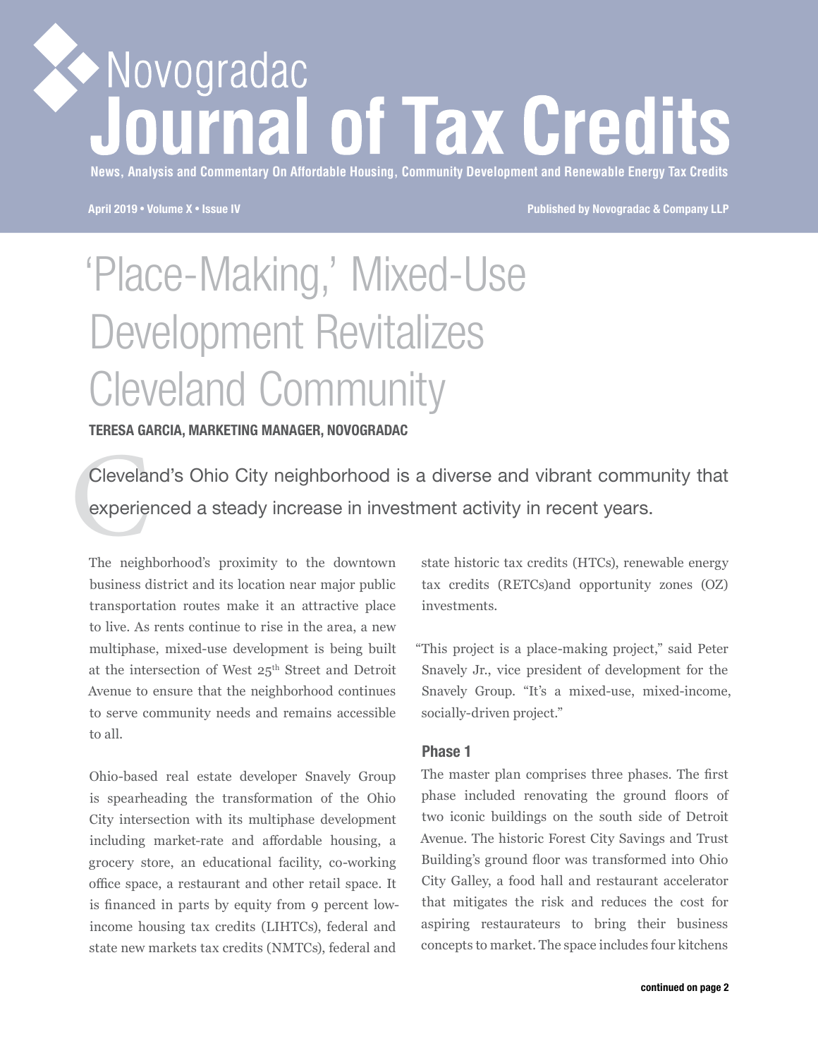# Novogradac Journal of Tax Credits

News, Analysis and Commentary On Affordable Housing, Community Development and Renewable Energy Tax Credits

April 2019 • Volume X • Issue IV

Published by Novogradac & Company LLP

# 'Place-Making,' Mixed-Use Development Revitalizes Cleveland Community

**TERESA GARCIA, MARKETING MANAGER, NOVOGRADAC**

Cleveland's Ohio City neighborhood is a diverse and vibrant community that experienced a steady increase in investment activity in recent years.

The neighborhood's proximity to the downtown business district and its location near major public transportation routes make it an attractive place to live. As rents continue to rise in the area, a new multiphase, mixed-use development is being built at the intersection of West 25th Street and Detroit Avenue to ensure that the neighborhood continues to serve community needs and remains accessible to all.

Ohio-based real estate developer Snavely Group is spearheading the transformation of the Ohio City intersection with its multiphase development including market-rate and affordable housing, a grocery store, an educational facility, co-working office space, a restaurant and other retail space. It is financed in parts by equity from 9 percent low-income housing tax credits (LIHTCs), federal and state new markets tax credits (NMTCs), federal and state historic tax credits (HTCs), renewable energy tax credits (RETCs)and opportunity zones (OZ) investments.

"This project is a place-making project," said Peter Snavely Jr., vice president of development for the Snavely Group. "It's a mixed-use, mixed-income, socially-driven project."

## Phase 1

The master plan comprises three phases. The first phase included renovating the ground floors of two iconic buildings on the south side of Detroit Avenue. The historic Forest City Savings and Trust Building's ground floor was transformed into Ohio City Galley, a food hall and restaurant accelerator that mitigates the risk and reduces the cost for aspiring restaurateurs to bring their business concepts to market. The space includes four kitchens

continued on page 2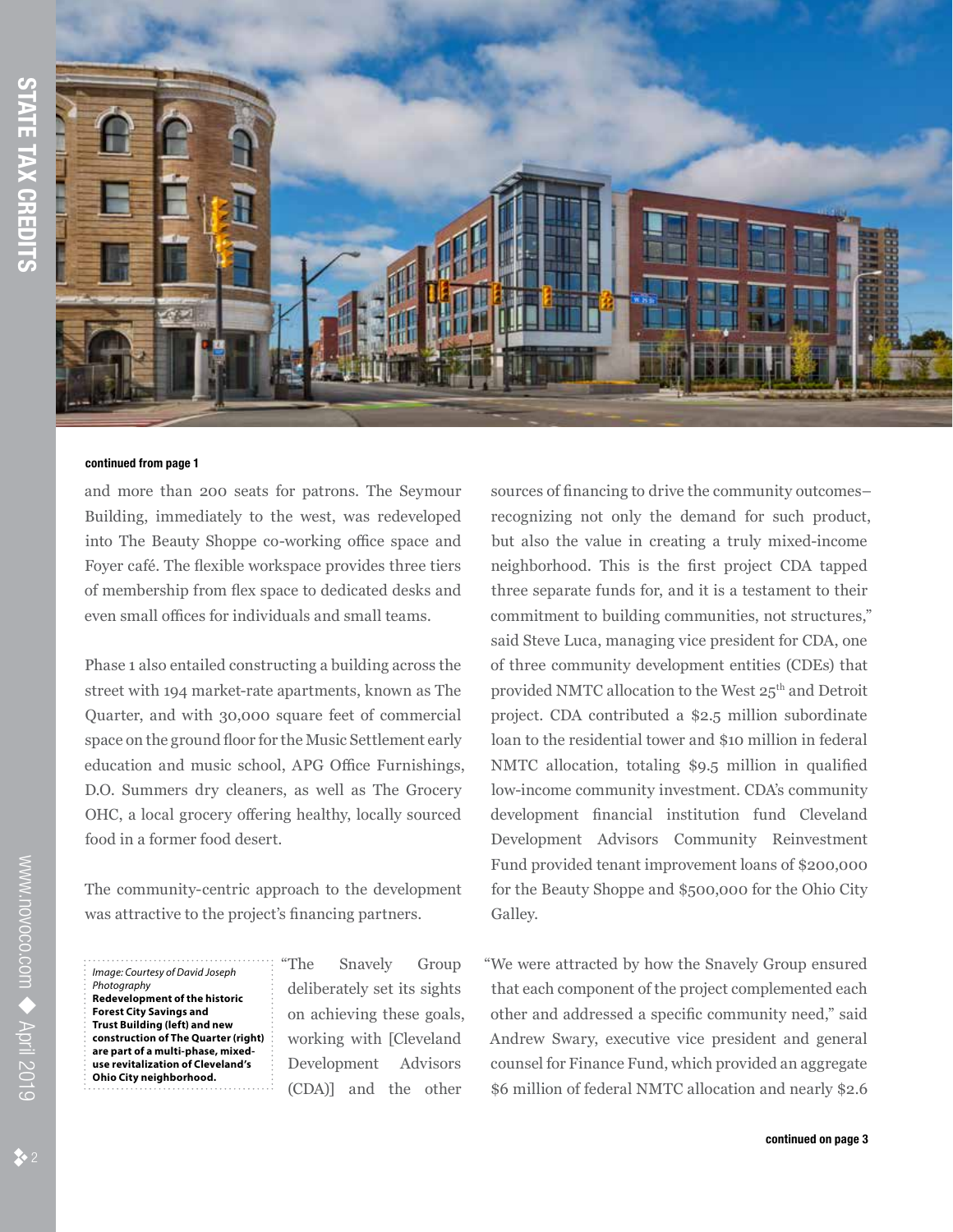**continued from page 1**

and more than 200 seats for patrons. The Seymour Building, immediately to the west, was redeveloped into The Beauty Shoppe co-working office space and Foyer café. The flexible workspace provides three tiers of membership from flex space to dedicated desks and even small offices for individuals and small teams.

Phase 1 also entailed constructing a building across the street with 194 market-rate apartments, known as The Quarter, and with 30,000 square feet of commercial space on the ground floor for the Music Settlement early education and music school, APG Office Furnishings, D.O. Summers dry cleaners, as well as The Grocery OHC, a local grocery offering healthy, locally sourced food in a former food desert.

The community-centric approach to the development was attractive to the project's financing partners.

*Image: Courtesy of David Joseph Photography*
**Redevelopment of the historic Forest City Savings and Trust Building (left) and new construction of The Quarter (right) are part of a multi-phase, mixed-use revitalization of Cleveland's Ohio City neighborhood.**

"The Snavely Group deliberately set its sights on achieving these goals, working with [Cleveland Development Advisors (CDA)] and the other sources of financing to drive the community outcomes–recognizing not only the demand for such product, but also the value in creating a truly mixed-income neighborhood. This is the first project CDA tapped three separate funds for, and it is a testament to their commitment to building communities, not structures," said Steve Luca, managing vice president for CDA, one of three community development entities (CDEs) that provided NMTC allocation to the West 25th and Detroit project. CDA contributed a $2.5 million subordinate loan to the residential tower and $10 million in federal NMTC allocation, totaling $9.5 million in qualified low-income community investment. CDA's community development financial institution fund Cleveland Development Advisors Community Reinvestment Fund provided tenant improvement loans of $200,000 for the Beauty Shoppe and $500,000 for the Ohio City Galley.

"We were attracted by how the Snavely Group ensured that each component of the project complemented each other and addressed a specific community need," said Andrew Swary, executive vice president and general counsel for Finance Fund, which provided an aggregate $6 million of federal NMTC allocation and nearly $2.6

**continued on page 3**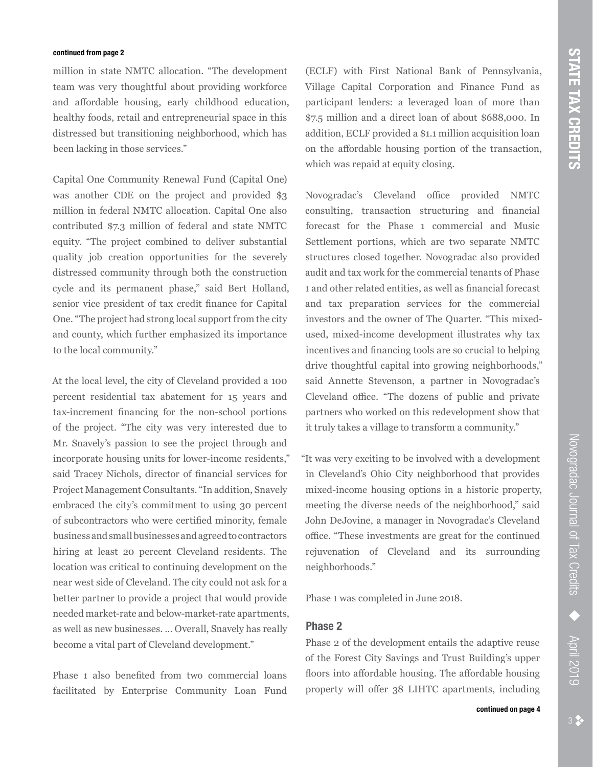continued from page 2

million in state NMTC allocation. "The development team was very thoughtful about providing workforce and affordable housing, early childhood education, healthy foods, retail and entrepreneurial space in this distressed but transitioning neighborhood, which has been lacking in those services."

Capital One Community Renewal Fund (Capital One) was another CDE on the project and provided $3 million in federal NMTC allocation. Capital One also contributed $7.3 million of federal and state NMTC equity. "The project combined to deliver substantial quality job creation opportunities for the severely distressed community through both the construction cycle and its permanent phase," said Bert Holland, senior vice president of tax credit finance for Capital One. "The project had strong local support from the city and county, which further emphasized its importance to the local community."

At the local level, the city of Cleveland provided a 100 percent residential tax abatement for 15 years and tax-increment financing for the non-school portions of the project. "The city was very interested due to Mr. Snavely's passion to see the project through and incorporate housing units for lower-income residents," said Tracey Nichols, director of financial services for Project Management Consultants. "In addition, Snavely embraced the city's commitment to using 30 percent of subcontractors who were certified minority, female business and small businesses and agreed to contractors hiring at least 20 percent Cleveland residents. The location was critical to continuing development on the near west side of Cleveland. The city could not ask for a better partner to provide a project that would provide needed market-rate and below-market-rate apartments, as well as new businesses. … Overall, Snavely has really become a vital part of Cleveland development."

Phase 1 also benefited from two commercial loans facilitated by Enterprise Community Loan Fund (ECLF) with First National Bank of Pennsylvania, Village Capital Corporation and Finance Fund as participant lenders: a leveraged loan of more than $7.5 million and a direct loan of about $688,000. In addition, ECLF provided a $1.1 million acquisition loan on the affordable housing portion of the transaction, which was repaid at equity closing.

Novogradac's Cleveland office provided NMTC consulting, transaction structuring and financial forecast for the Phase 1 commercial and Music Settlement portions, which are two separate NMTC structures closed together. Novogradac also provided audit and tax work for the commercial tenants of Phase 1 and other related entities, as well as financial forecast and tax preparation services for the commercial investors and the owner of The Quarter. "This mixed-used, mixed-income development illustrates why tax incentives and financing tools are so crucial to helping drive thoughtful capital into growing neighborhoods," said Annette Stevenson, a partner in Novogradac's Cleveland office. "The dozens of public and private partners who worked on this redevelopment show that it truly takes a village to transform a community."

"It was very exciting to be involved with a development in Cleveland's Ohio City neighborhood that provides mixed-income housing options in a historic property, meeting the diverse needs of the neighborhood," said John DeJovine, a manager in Novogradac's Cleveland office. "These investments are great for the continued rejuvenation of Cleveland and its surrounding neighborhoods."

Phase 1 was completed in June 2018.

### Phase 2

Phase 2 of the development entails the adaptive reuse of the Forest City Savings and Trust Building's upper floors into affordable housing. The affordable housing property will offer 38 LIHTC apartments, including

continued on page 4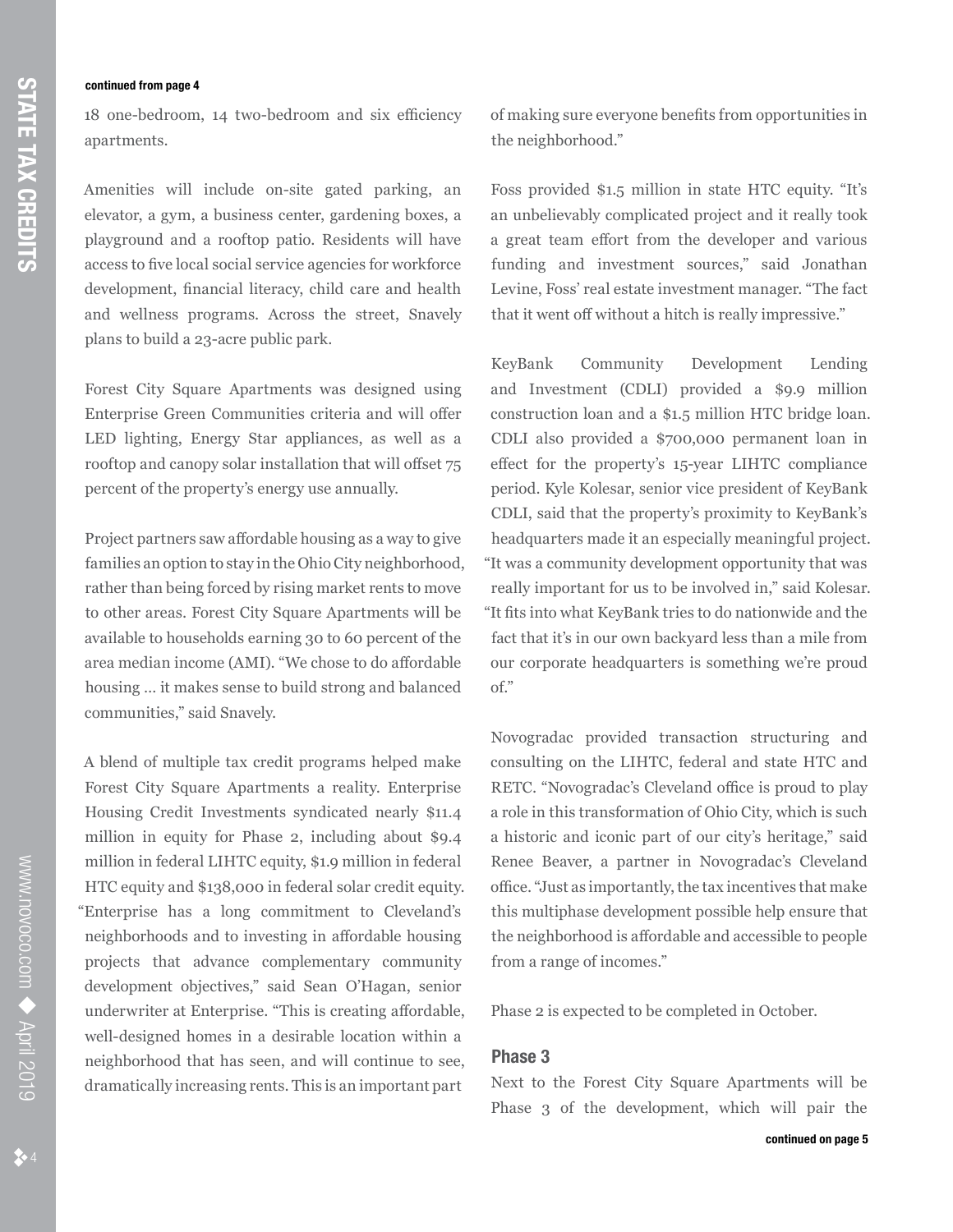**continued from page 4**

18 one-bedroom, 14 two-bedroom and six efficiency apartments.

Amenities will include on-site gated parking, an elevator, a gym, a business center, gardening boxes, a playground and a rooftop patio. Residents will have access to five local social service agencies for workforce development, financial literacy, child care and health and wellness programs. Across the street, Snavely plans to build a 23-acre public park.

Forest City Square Apartments was designed using Enterprise Green Communities criteria and will offer LED lighting, Energy Star appliances, as well as a rooftop and canopy solar installation that will offset 75 percent of the property's energy use annually.

Project partners saw affordable housing as a way to give families an option to stay in the Ohio City neighborhood, rather than being forced by rising market rents to move to other areas. Forest City Square Apartments will be available to households earning 30 to 60 percent of the area median income (AMI). "We chose to do affordable housing … it makes sense to build strong and balanced communities," said Snavely.

A blend of multiple tax credit programs helped make Forest City Square Apartments a reality. Enterprise Housing Credit Investments syndicated nearly $11.4 million in equity for Phase 2, including about $9.4 million in federal LIHTC equity, $1.9 million in federal HTC equity and $138,000 in federal solar credit equity. "Enterprise has a long commitment to Cleveland's neighborhoods and to investing in affordable housing projects that advance complementary community development objectives," said Sean O'Hagan, senior underwriter at Enterprise. "This is creating affordable, well-designed homes in a desirable location within a neighborhood that has seen, and will continue to see, dramatically increasing rents. This is an important part of making sure everyone benefits from opportunities in the neighborhood."

Foss provided $1.5 million in state HTC equity. "It's an unbelievably complicated project and it really took a great team effort from the developer and various funding and investment sources," said Jonathan Levine, Foss' real estate investment manager. "The fact that it went off without a hitch is really impressive."

KeyBank Community Development Lending and Investment (CDLI) provided a $9.9 million construction loan and a $1.5 million HTC bridge loan. CDLI also provided a $700,000 permanent loan in effect for the property's 15-year LIHTC compliance period. Kyle Kolesar, senior vice president of KeyBank CDLI, said that the property's proximity to KeyBank's headquarters made it an especially meaningful project. "It was a community development opportunity that was really important for us to be involved in," said Kolesar. "It fits into what KeyBank tries to do nationwide and the fact that it's in our own backyard less than a mile from our corporate headquarters is something we're proud of."

Novogradac provided transaction structuring and consulting on the LIHTC, federal and state HTC and RETC. "Novogradac's Cleveland office is proud to play a role in this transformation of Ohio City, which is such a historic and iconic part of our city's heritage," said Renee Beaver, a partner in Novogradac's Cleveland office. "Just as importantly, the tax incentives that make this multiphase development possible help ensure that the neighborhood is affordable and accessible to people from a range of incomes."

Phase 2 is expected to be completed in October.

### Phase 3

Next to the Forest City Square Apartments will be Phase 3 of the development, which will pair the

**continued on page 5**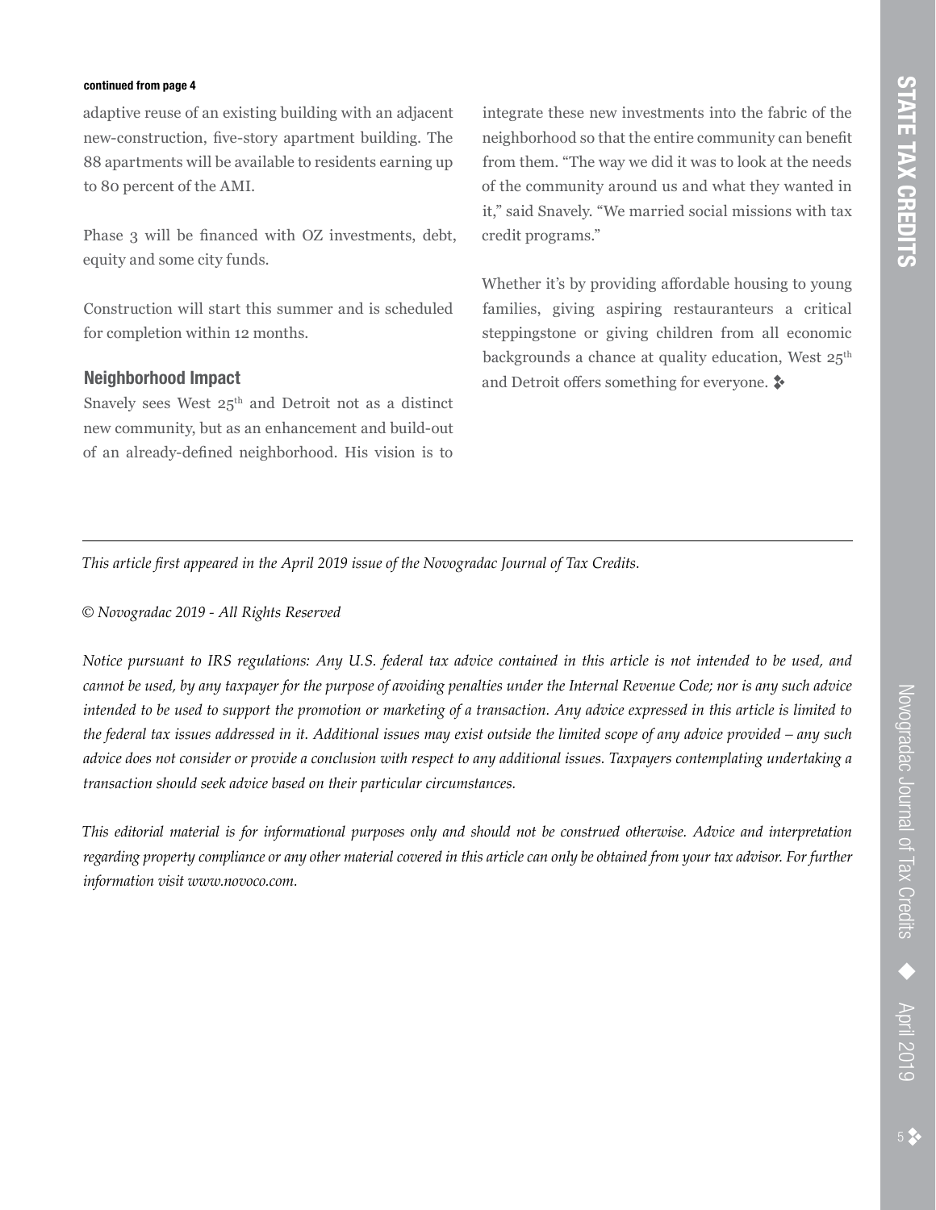continued from page 4

adaptive reuse of an existing building with an adjacent new-construction, five-story apartment building. The 88 apartments will be available to residents earning up to 80 percent of the AMI.

Phase 3 will be financed with OZ investments, debt, equity and some city funds.

Construction will start this summer and is scheduled for completion within 12 months.

### Neighborhood Impact

Snavely sees West 25th and Detroit not as a distinct new community, but as an enhancement and build-out of an already-defined neighborhood. His vision is to integrate these new investments into the fabric of the neighborhood so that the entire community can benefit from them. "The way we did it was to look at the needs of the community around us and what they wanted in it," said Snavely. "We married social missions with tax credit programs."

Whether it's by providing affordable housing to young families, giving aspiring restauranteurs a critical steppingstone or giving children from all economic backgrounds a chance at quality education, West 25th and Detroit offers something for everyone. ❖

---

*This article first appeared in the April 2019 issue of the Novogradac Journal of Tax Credits.*

*© Novogradac 2019 - All Rights Reserved*

*Notice pursuant to IRS regulations: Any U.S. federal tax advice contained in this article is not intended to be used, and cannot be used, by any taxpayer for the purpose of avoiding penalties under the Internal Revenue Code; nor is any such advice intended to be used to support the promotion or marketing of a transaction. Any advice expressed in this article is limited to the federal tax issues addressed in it. Additional issues may exist outside the limited scope of any advice provided – any such advice does not consider or provide a conclusion with respect to any additional issues. Taxpayers contemplating undertaking a transaction should seek advice based on their particular circumstances.*

*This editorial material is for informational purposes only and should not be construed otherwise. Advice and interpretation regarding property compliance or any other material covered in this article can only be obtained from your tax advisor. For further information visit www.novoco.com.*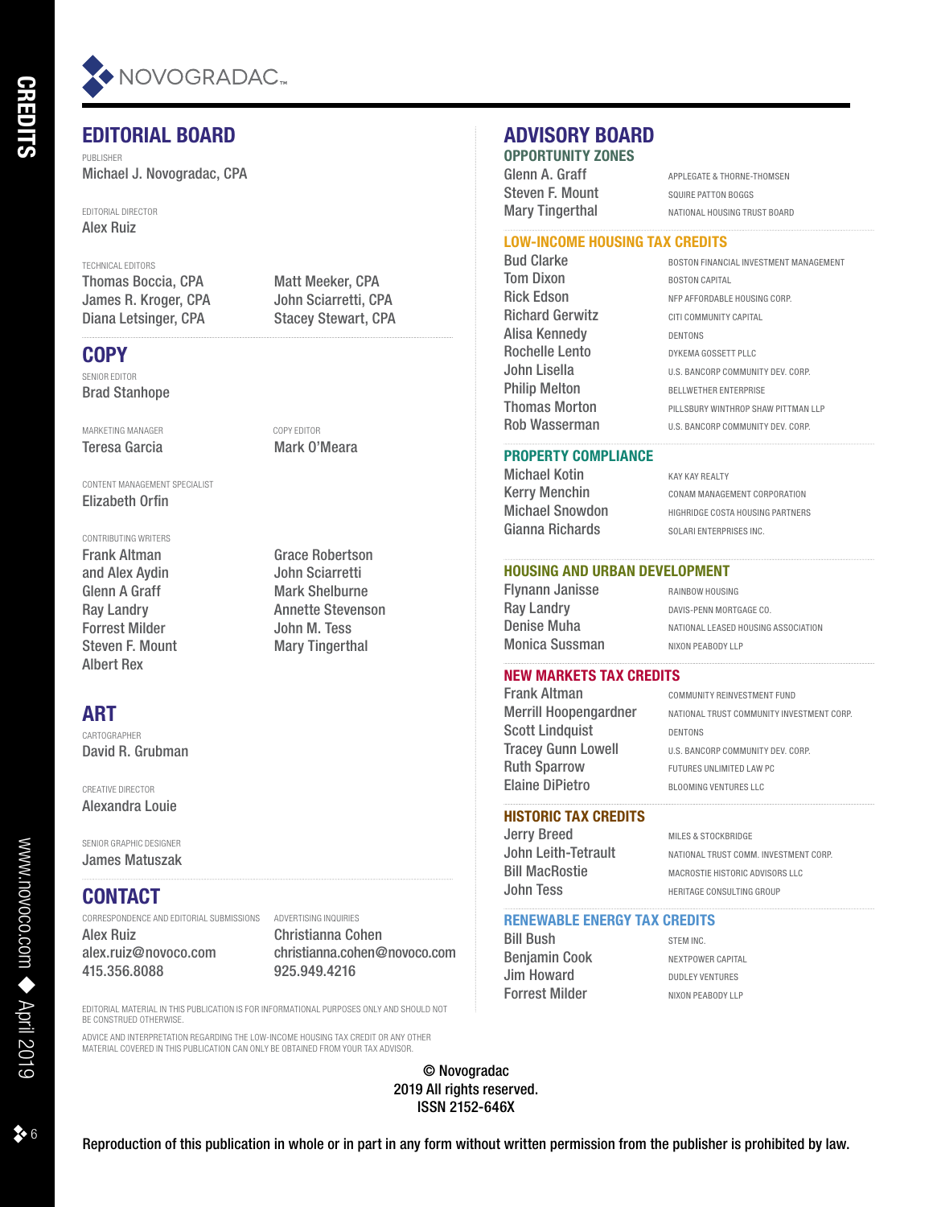NOVOGRADAC

## EDITORIAL BOARD

PUBLISHER
Michael J. Novogradac, CPA

EDITORIAL DIRECTOR
Alex Ruiz

TECHNICAL EDITORS
Thomas Boccia, CPA
James R. Kroger, CPA
Diana Letsinger, CPA
Matt Meeker, CPA
John Sciarretti, CPA
Stacey Stewart, CPA

## COPY

SENIOR EDITOR
Brad Stanhope

MARKETING MANAGER
Teresa Garcia

COPY EDITOR
Mark O'Meara

CONTENT MANAGEMENT SPECIALIST
Elizabeth Orfin

CONTRIBUTING WRITERS
Frank Altman
and Alex Aydin
Glenn A Graff
Ray Landry
Forrest Milder
Steven F. Mount
Albert Rex
Grace Robertson
John Sciarretti
Mark Shelburne
Annette Stevenson
John M. Tess
Mary Tingerthal

## ART

CARTOGRAPHER
David R. Grubman

CREATIVE DIRECTOR
Alexandra Louie

SENIOR GRAPHIC DESIGNER
James Matuszak

## CONTACT

CORRESPONDENCE AND EDITORIAL SUBMISSIONS
Alex Ruiz
alex.ruiz@novoco.com
415.356.8088

ADVERTISING INQUIRIES
Christianna Cohen
christianna.cohen@novoco.com
925.949.4216

EDITORIAL MATERIAL IN THIS PUBLICATION IS FOR INFORMATIONAL PURPOSES ONLY AND SHOULD NOT BE CONSTRUED OTHERWISE.

ADVICE AND INTERPRETATION REGARDING THE LOW-INCOME HOUSING TAX CREDIT OR ANY OTHER MATERIAL COVERED IN THIS PUBLICATION CAN ONLY BE OBTAINED FROM YOUR TAX ADVISOR.

## ADVISORY BOARD

### OPPORTUNITY ZONES

| | |
|---|---|
| Glenn A. Graff | APPLEGATE & THORNE-THOMSEN |
| Steven F. Mount | SQUIRE PATTON BOGGS |
| Mary Tingerthal | NATIONAL HOUSING TRUST BOARD |

### LOW-INCOME HOUSING TAX CREDITS

| | |
|---|---|
| Bud Clarke | BOSTON FINANCIAL INVESTMENT MANAGEMENT |
| Tom Dixon | BOSTON CAPITAL |
| Rick Edson | NFP AFFORDABLE HOUSING CORP. |
| Richard Gerwitz | CITI COMMUNITY CAPITAL |
| Alisa Kennedy | DENTONS |
| Rochelle Lento | DYKEMA GOSSETT PLLC |
| John Lisella | U.S. BANCORP COMMUNITY DEV. CORP. |
| Philip Melton | BELLWETHER ENTERPRISE |
| Thomas Morton | PILLSBURY WINTHROP SHAW PITTMAN LLP |
| Rob Wasserman | U.S. BANCORP COMMUNITY DEV. CORP. |

### PROPERTY COMPLIANCE

| | |
|---|---|
| Michael Kotin | KAY KAY REALTY |
| Kerry Menchin | CONAM MANAGEMENT CORPORATION |
| Michael Snowdon | HIGHRIDGE COSTA HOUSING PARTNERS |
| Gianna Richards | SOLARI ENTERPRISES INC. |

### HOUSING AND URBAN DEVELOPMENT

| | |
|---|---|
| Flynann Janisse | RAINBOW HOUSING |
| Ray Landry | DAVIS-PENN MORTGAGE CO. |
| Denise Muha | NATIONAL LEASED HOUSING ASSOCIATION |
| Monica Sussman | NIXON PEABODY LLP |

### NEW MARKETS TAX CREDITS

| | |
|---|---|
| Frank Altman | COMMUNITY REINVESTMENT FUND |
| Merrill Hoopengardner | NATIONAL TRUST COMMUNITY INVESTMENT CORP. |
| Scott Lindquist | DENTONS |
| Tracey Gunn Lowell | U.S. BANCORP COMMUNITY DEV. CORP. |
| Ruth Sparrow | FUTURES UNLIMITED LAW PC |
| Elaine DiPietro | BLOOMING VENTURES LLC |

### HISTORIC TAX CREDITS

| | |
|---|---|
| Jerry Breed | MILES & STOCKBRIDGE |
| John Leith-Tetrault | NATIONAL TRUST COMM. INVESTMENT CORP. |
| Bill MacRostie | MACROSTIE HISTORIC ADVISORS LLC |
| John Tess | HERITAGE CONSULTING GROUP |

### RENEWABLE ENERGY TAX CREDITS

| | |
|---|---|
| Bill Bush | STEM INC. |
| Benjamin Cook | NEXTPOWER CAPITAL |
| Jim Howard | DUDLEY VENTURES |
| Forrest Milder | NIXON PEABODY LLP |

© Novogradac
2019 All rights reserved.
ISSN 2152-646X

Reproduction of this publication in whole or in part in any form without written permission from the publisher is prohibited by law.